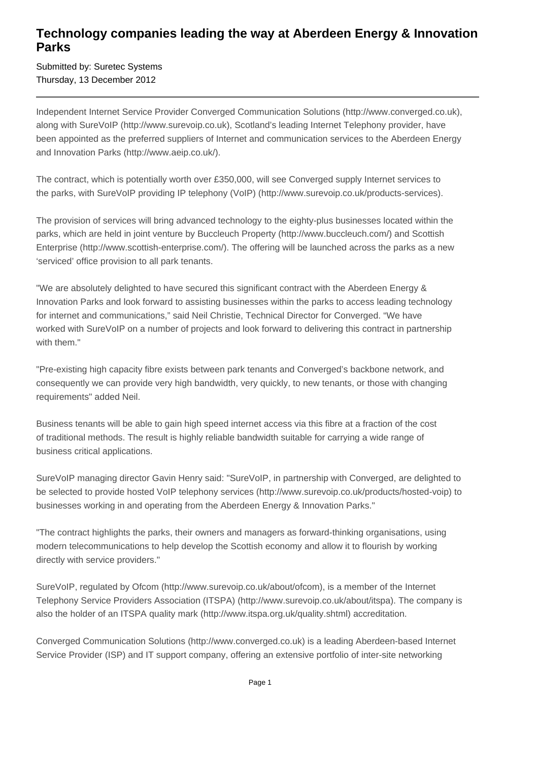# Technology companies leading the way at Aberdeen Energy & Innovation Parks

Submitted by: Suretec Systems
Thursday, 13 December 2012

---

Independent Internet Service Provider Converged Communication Solutions (http://www.converged.co.uk), along with SureVoIP (http://www.surevoip.co.uk), Scotland's leading Internet Telephony provider, have been appointed as the preferred suppliers of Internet and communication services to the Aberdeen Energy and Innovation Parks (http://www.aeip.co.uk/).

The contract, which is potentially worth over £350,000, will see Converged supply Internet services to the parks, with SureVoIP providing IP telephony (VoIP) (http://www.surevoip.co.uk/products-services).

The provision of services will bring advanced technology to the eighty-plus businesses located within the parks, which are held in joint venture by Buccleuch Property (http://www.buccleuch.com/) and Scottish Enterprise (http://www.scottish-enterprise.com/). The offering will be launched across the parks as a new 'serviced' office provision to all park tenants.

"We are absolutely delighted to have secured this significant contract with the Aberdeen Energy & Innovation Parks and look forward to assisting businesses within the parks to access leading technology for internet and communications," said Neil Christie, Technical Director for Converged. "We have worked with SureVoIP on a number of projects and look forward to delivering this contract in partnership with them."

"Pre-existing high capacity fibre exists between park tenants and Converged's backbone network, and consequently we can provide very high bandwidth, very quickly, to new tenants, or those with changing requirements" added Neil.

Business tenants will be able to gain high speed internet access via this fibre at a fraction of the cost of traditional methods. The result is highly reliable bandwidth suitable for carrying a wide range of business critical applications.

SureVoIP managing director Gavin Henry said: "SureVoIP, in partnership with Converged, are delighted to be selected to provide hosted VoIP telephony services (http://www.surevoip.co.uk/products/hosted-voip) to businesses working in and operating from the Aberdeen Energy & Innovation Parks."

"The contract highlights the parks, their owners and managers as forward-thinking organisations, using modern telecommunications to help develop the Scottish economy and allow it to flourish by working directly with service providers."

SureVoIP, regulated by Ofcom (http://www.surevoip.co.uk/about/ofcom), is a member of the Internet Telephony Service Providers Association (ITSPA) (http://www.surevoip.co.uk/about/itspa). The company is also the holder of an ITSPA quality mark (http://www.itspa.org.uk/quality.shtml) accreditation.

Converged Communication Solutions (http://www.converged.co.uk) is a leading Aberdeen-based Internet Service Provider (ISP) and IT support company, offering an extensive portfolio of inter-site networking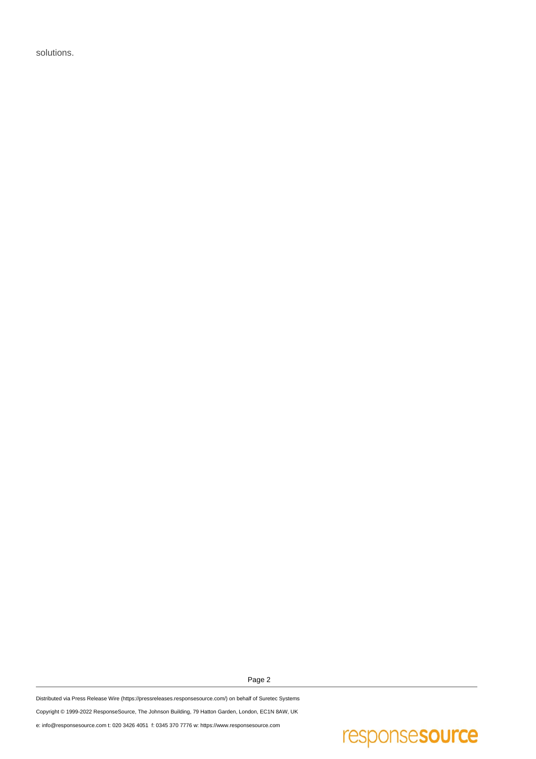solutions.